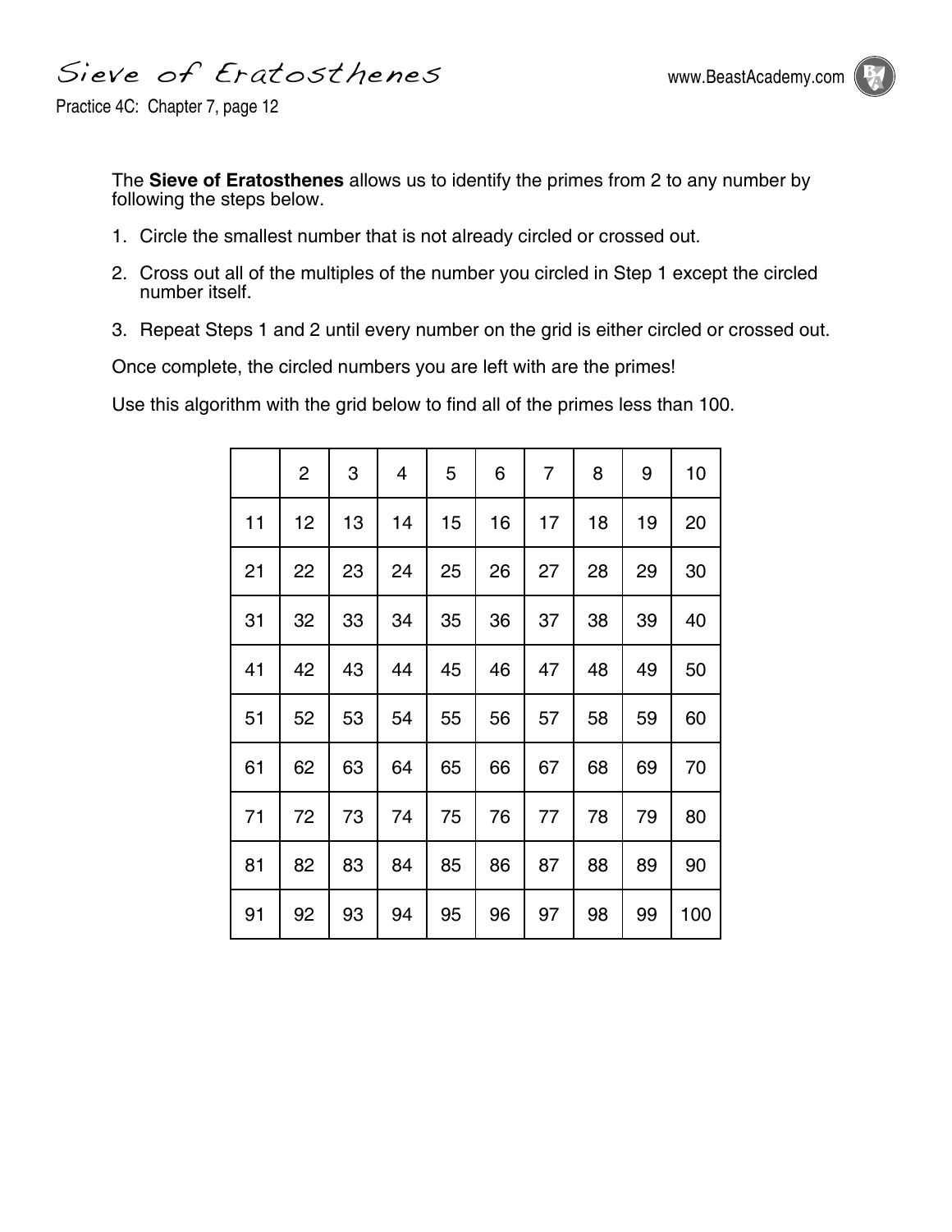# Sieve of Eratosthenes

Practice 4C: Chapter 7, page 12

The **Sieve of Eratosthenes** allows us to identify the primes from 2 to any number by following the steps below.

1. Circle the smallest number that is not already circled or crossed out.
2. Cross out all of the multiples of the number you circled in Step 1 except the circled number itself.
3. Repeat Steps 1 and 2 until every number on the grid is either circled or crossed out.

Once complete, the circled numbers you are left with are the primes!

Use this algorithm with the grid below to find all of the primes less than 100.

| | 2 | 3 | 4 | 5 | 6 | 7 | 8 | 9 | 10 |
|---|---|---|---|---|---|---|---|---|---|
| 11 | 12 | 13 | 14 | 15 | 16 | 17 | 18 | 19 | 20 |
| 21 | 22 | 23 | 24 | 25 | 26 | 27 | 28 | 29 | 30 |
| 31 | 32 | 33 | 34 | 35 | 36 | 37 | 38 | 39 | 40 |
| 41 | 42 | 43 | 44 | 45 | 46 | 47 | 48 | 49 | 50 |
| 51 | 52 | 53 | 54 | 55 | 56 | 57 | 58 | 59 | 60 |
| 61 | 62 | 63 | 64 | 65 | 66 | 67 | 68 | 69 | 70 |
| 71 | 72 | 73 | 74 | 75 | 76 | 77 | 78 | 79 | 80 |
| 81 | 82 | 83 | 84 | 85 | 86 | 87 | 88 | 89 | 90 |
| 91 | 92 | 93 | 94 | 95 | 96 | 97 | 98 | 99 | 100 |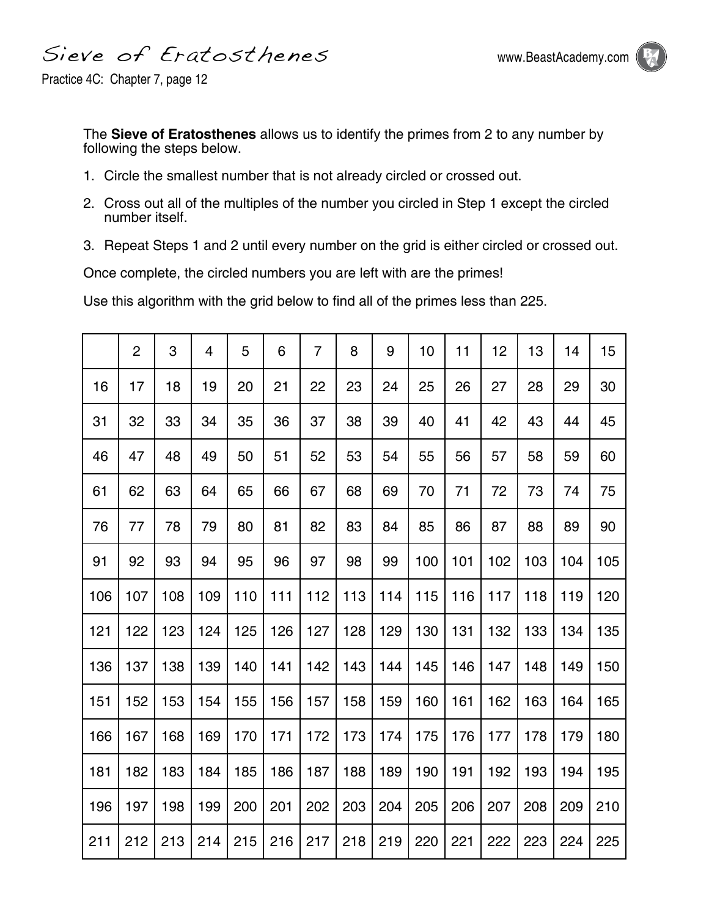# Sieve of Eratosthenes

Practice 4C: Chapter 7, page 12

The **Sieve of Eratosthenes** allows us to identify the primes from 2 to any number by following the steps below.

1. Circle the smallest number that is not already circled or crossed out.
2. Cross out all of the multiples of the number you circled in Step 1 except the circled number itself.
3. Repeat Steps 1 and 2 until every number on the grid is either circled or crossed out.

Once complete, the circled numbers you are left with are the primes!

Use this algorithm with the grid below to find all of the primes less than 225.

| | 2 | 3 | 4 | 5 | 6 | 7 | 8 | 9 | 10 | 11 | 12 | 13 | 14 | 15 |
|---|---|---|---|---|---|---|---|---|---|---|---|---|---|---|
| 16 | 17 | 18 | 19 | 20 | 21 | 22 | 23 | 24 | 25 | 26 | 27 | 28 | 29 | 30 |
| 31 | 32 | 33 | 34 | 35 | 36 | 37 | 38 | 39 | 40 | 41 | 42 | 43 | 44 | 45 |
| 46 | 47 | 48 | 49 | 50 | 51 | 52 | 53 | 54 | 55 | 56 | 57 | 58 | 59 | 60 |
| 61 | 62 | 63 | 64 | 65 | 66 | 67 | 68 | 69 | 70 | 71 | 72 | 73 | 74 | 75 |
| 76 | 77 | 78 | 79 | 80 | 81 | 82 | 83 | 84 | 85 | 86 | 87 | 88 | 89 | 90 |
| 91 | 92 | 93 | 94 | 95 | 96 | 97 | 98 | 99 | 100 | 101 | 102 | 103 | 104 | 105 |
| 106 | 107 | 108 | 109 | 110 | 111 | 112 | 113 | 114 | 115 | 116 | 117 | 118 | 119 | 120 |
| 121 | 122 | 123 | 124 | 125 | 126 | 127 | 128 | 129 | 130 | 131 | 132 | 133 | 134 | 135 |
| 136 | 137 | 138 | 139 | 140 | 141 | 142 | 143 | 144 | 145 | 146 | 147 | 148 | 149 | 150 |
| 151 | 152 | 153 | 154 | 155 | 156 | 157 | 158 | 159 | 160 | 161 | 162 | 163 | 164 | 165 |
| 166 | 167 | 168 | 169 | 170 | 171 | 172 | 173 | 174 | 175 | 176 | 177 | 178 | 179 | 180 |
| 181 | 182 | 183 | 184 | 185 | 186 | 187 | 188 | 189 | 190 | 191 | 192 | 193 | 194 | 195 |
| 196 | 197 | 198 | 199 | 200 | 201 | 202 | 203 | 204 | 205 | 206 | 207 | 208 | 209 | 210 |
| 211 | 212 | 213 | 214 | 215 | 216 | 217 | 218 | 219 | 220 | 221 | 222 | 223 | 224 | 225 |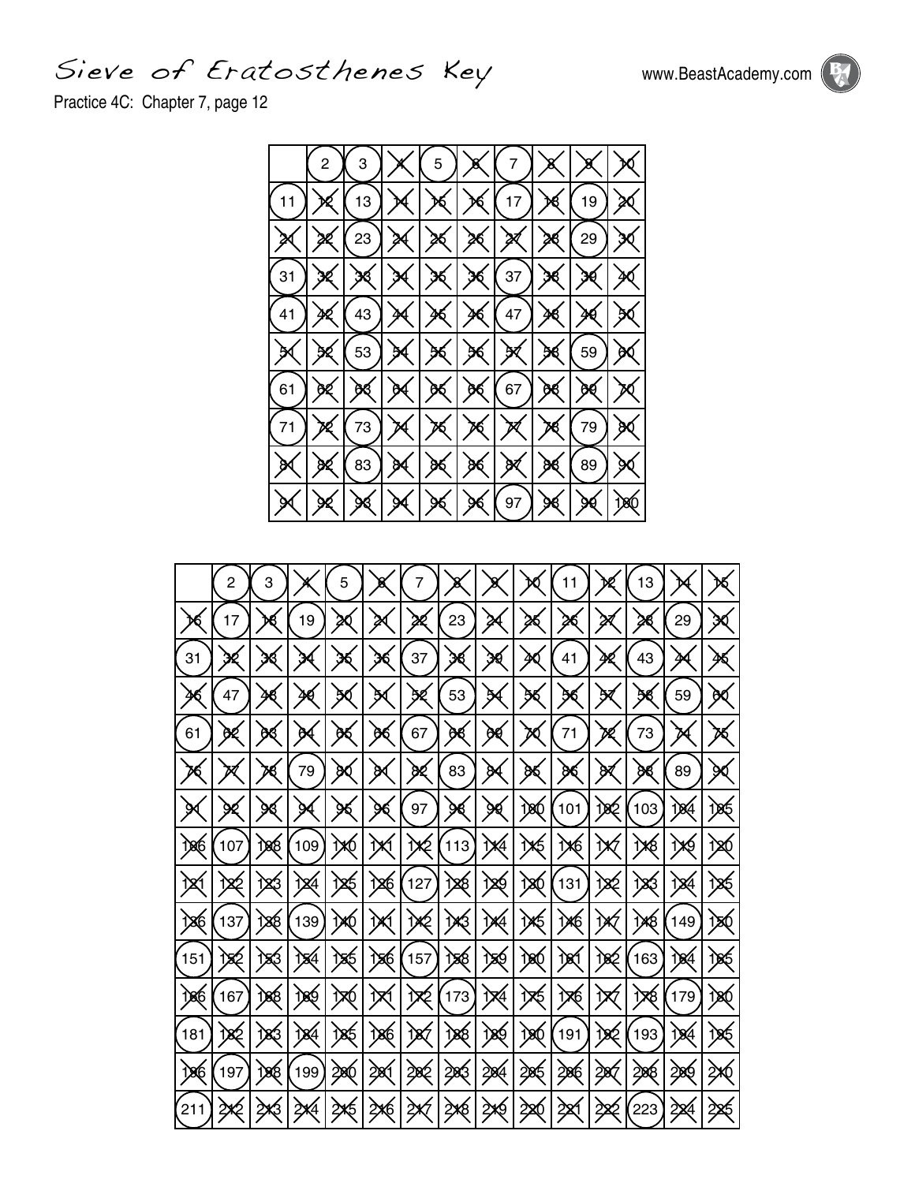# Sieve of Eratosthenes Key

Practice 4C: Chapter 7, page 12

| | | | | | | | | | |
|---|---|---|---|---|---|---|---|---|---|
| | 2 | 3 | ~~4~~ | 5 | ~~6~~ | 7 | ~~8~~ | ~~9~~ | ~~10~~ |
| 11 | ~~12~~ | 13 | ~~14~~ | ~~15~~ | ~~16~~ | 17 | ~~18~~ | 19 | ~~20~~ |
| ~~21~~ | ~~22~~ | 23 | ~~24~~ | ~~25~~ | ~~26~~ | ~~27~~ | ~~28~~ | 29 | ~~30~~ |
| 31 | ~~32~~ | ~~33~~ | ~~34~~ | ~~35~~ | ~~36~~ | 37 | ~~38~~ | ~~39~~ | ~~40~~ |
| 41 | ~~42~~ | 43 | ~~44~~ | ~~45~~ | ~~46~~ | 47 | ~~48~~ | ~~49~~ | ~~50~~ |
| ~~51~~ | ~~52~~ | 53 | ~~54~~ | ~~55~~ | ~~56~~ | ~~57~~ | ~~58~~ | 59 | ~~60~~ |
| 61 | ~~62~~ | ~~63~~ | ~~64~~ | ~~65~~ | ~~66~~ | 67 | ~~68~~ | ~~69~~ | ~~70~~ |
| 71 | ~~72~~ | 73 | ~~74~~ | ~~75~~ | ~~76~~ | ~~77~~ | ~~78~~ | 79 | ~~80~~ |
| ~~81~~ | ~~82~~ | 83 | ~~84~~ | ~~85~~ | ~~86~~ | ~~87~~ | ~~88~~ | 89 | ~~90~~ |
| ~~91~~ | ~~92~~ | ~~93~~ | ~~94~~ | ~~95~~ | ~~96~~ | 97 | ~~98~~ | ~~99~~ | ~~100~~ |

| | | | | | | | | | | | | | | |
|---|---|---|---|---|---|---|---|---|---|---|---|---|---|---|
| | 2 | 3 | ~~4~~ | 5 | ~~6~~ | 7 | ~~8~~ | ~~9~~ | ~~10~~ | 11 | ~~12~~ | 13 | ~~14~~ | ~~15~~ |
| ~~16~~ | 17 | ~~18~~ | 19 | ~~20~~ | ~~21~~ | ~~22~~ | 23 | ~~24~~ | ~~25~~ | ~~26~~ | ~~27~~ | ~~28~~ | 29 | ~~30~~ |
| 31 | ~~32~~ | ~~33~~ | ~~34~~ | ~~35~~ | ~~36~~ | 37 | ~~38~~ | ~~39~~ | ~~40~~ | 41 | ~~42~~ | 43 | ~~44~~ | ~~45~~ |
| ~~46~~ | 47 | ~~48~~ | ~~49~~ | ~~50~~ | ~~51~~ | ~~52~~ | 53 | ~~54~~ | ~~55~~ | ~~56~~ | ~~57~~ | ~~58~~ | 59 | ~~60~~ |
| 61 | ~~62~~ | ~~63~~ | ~~64~~ | ~~65~~ | ~~66~~ | 67 | ~~68~~ | ~~69~~ | ~~70~~ | 71 | ~~72~~ | 73 | ~~74~~ | ~~75~~ |
| ~~76~~ | ~~77~~ | ~~78~~ | 79 | ~~80~~ | ~~81~~ | ~~82~~ | 83 | ~~84~~ | ~~85~~ | ~~86~~ | ~~87~~ | ~~88~~ | 89 | ~~90~~ |
| ~~91~~ | ~~92~~ | ~~93~~ | ~~94~~ | ~~95~~ | ~~96~~ | 97 | ~~98~~ | ~~99~~ | ~~100~~ | 101 | ~~102~~ | 103 | ~~104~~ | ~~105~~ |
| ~~106~~ | 107 | ~~108~~ | 109 | ~~110~~ | ~~111~~ | ~~112~~ | 113 | ~~114~~ | ~~115~~ | ~~116~~ | ~~117~~ | ~~118~~ | ~~119~~ | ~~120~~ |
| ~~121~~ | ~~122~~ | ~~123~~ | ~~124~~ | ~~125~~ | ~~126~~ | 127 | ~~128~~ | ~~129~~ | ~~130~~ | 131 | ~~132~~ | ~~133~~ | ~~134~~ | ~~135~~ |
| ~~136~~ | 137 | ~~138~~ | 139 | ~~140~~ | ~~141~~ | ~~142~~ | ~~143~~ | ~~144~~ | ~~145~~ | ~~146~~ | ~~147~~ | ~~148~~ | 149 | ~~150~~ |
| 151 | ~~152~~ | ~~153~~ | ~~154~~ | ~~155~~ | ~~156~~ | 157 | ~~158~~ | ~~159~~ | ~~160~~ | ~~161~~ | ~~162~~ | 163 | ~~164~~ | ~~165~~ |
| ~~166~~ | 167 | ~~168~~ | ~~169~~ | ~~170~~ | ~~171~~ | ~~172~~ | 173 | ~~174~~ | ~~175~~ | ~~176~~ | ~~177~~ | ~~178~~ | 179 | ~~180~~ |
| 181 | ~~182~~ | ~~183~~ | ~~184~~ | ~~185~~ | ~~186~~ | ~~187~~ | ~~188~~ | ~~189~~ | ~~190~~ | 191 | ~~192~~ | 193 | ~~194~~ | ~~195~~ |
| ~~196~~ | 197 | ~~198~~ | 199 | ~~200~~ | ~~201~~ | ~~202~~ | ~~203~~ | ~~204~~ | ~~205~~ | ~~206~~ | ~~207~~ | ~~208~~ | ~~209~~ | ~~210~~ |
| 211 | ~~212~~ | ~~213~~ | ~~214~~ | ~~215~~ | ~~216~~ | ~~217~~ | ~~218~~ | ~~219~~ | ~~220~~ | ~~221~~ | ~~222~~ | 223 | ~~224~~ | ~~225~~ |